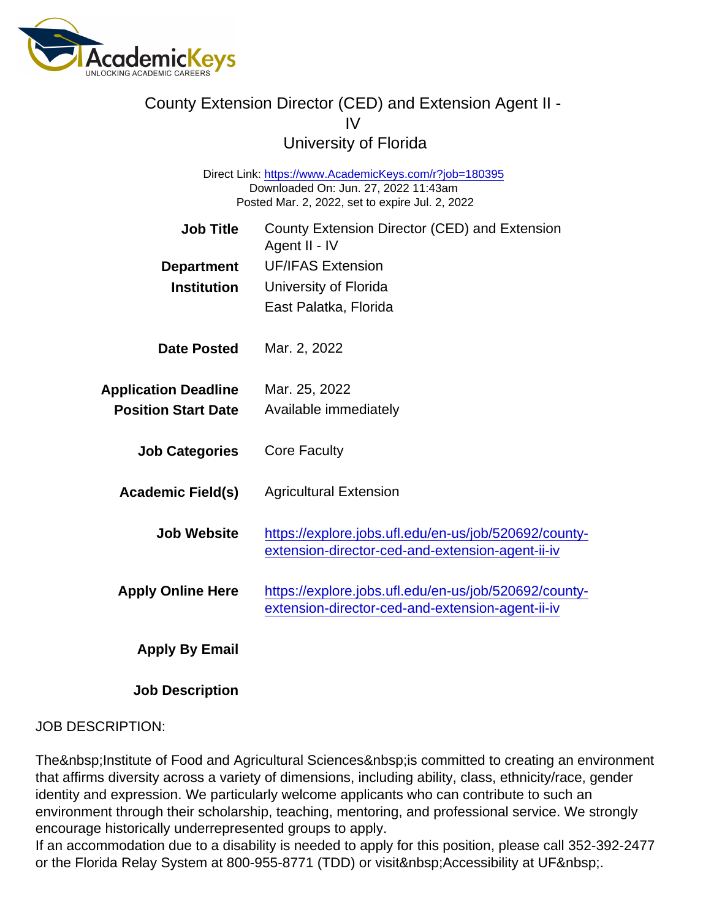# County Extension Director (CED) and Extension Agent II - IV

## University of Florida

Direct Link: https://www.AcademicKeys.com/r?job=180395
Downloaded On: Jun. 27, 2022 11:43am
Posted Mar. 2, 2022, set to expire Jul. 2, 2022

| | |
|---|---|
| **Job Title** | County Extension Director (CED) and Extension Agent II - IV |
| **Department** | UF/IFAS Extension |
| **Institution** | University of Florida<br>East Palatka, Florida |
| **Date Posted** | Mar. 2, 2022 |
| **Application Deadline** | Mar. 25, 2022 |
| **Position Start Date** | Available immediately |
| **Job Categories** | Core Faculty |
| **Academic Field(s)** | Agricultural Extension |
| **Job Website** | https://explore.jobs.ufl.edu/en-us/job/520692/county-extension-director-ced-and-extension-agent-ii-iv |
| **Apply Online Here** | https://explore.jobs.ufl.edu/en-us/job/520692/county-extension-director-ced-and-extension-agent-ii-iv |
| **Apply By Email** | |
| **Job Description** | |

JOB DESCRIPTION:

The&nbsp;Institute of Food and Agricultural Sciences&nbsp;is committed to creating an environment that affirms diversity across a variety of dimensions, including ability, class, ethnicity/race, gender identity and expression. We particularly welcome applicants who can contribute to such an environment through their scholarship, teaching, mentoring, and professional service. We strongly encourage historically underrepresented groups to apply.
If an accommodation due to a disability is needed to apply for this position, please call 352-392-2477 or the Florida Relay System at 800-955-8771 (TDD) or visit&nbsp;Accessibility at UF&nbsp;.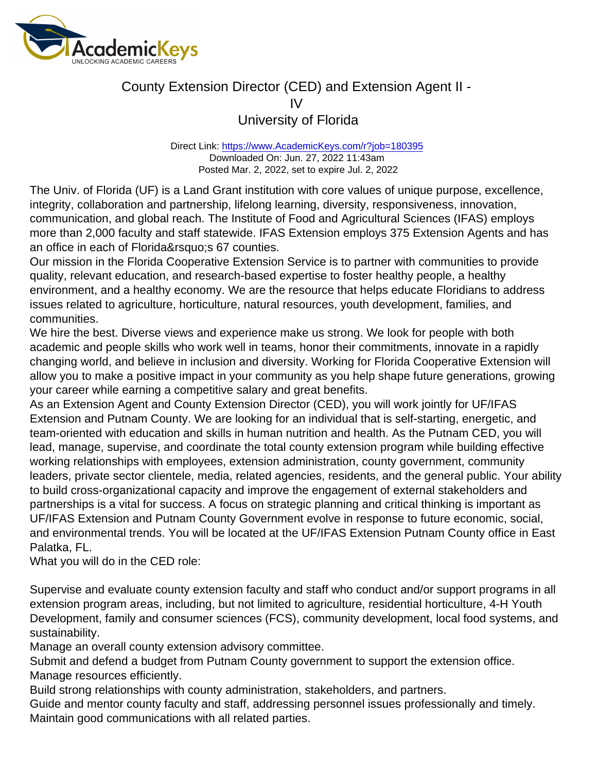# County Extension Director (CED) and Extension Agent II - IV

## University of Florida

Direct Link: https://www.AcademicKeys.com/r?job=180395
Downloaded On: Jun. 27, 2022 11:43am
Posted Mar. 2, 2022, set to expire Jul. 2, 2022

The Univ. of Florida (UF) is a Land Grant institution with core values of unique purpose, excellence, integrity, collaboration and partnership, lifelong learning, diversity, responsiveness, innovation, communication, and global reach. The Institute of Food and Agricultural Sciences (IFAS) employs more than 2,000 faculty and staff statewide. IFAS Extension employs 375 Extension Agents and has an office in each of Florida&rsquo;s 67 counties.

Our mission in the Florida Cooperative Extension Service is to partner with communities to provide quality, relevant education, and research-based expertise to foster healthy people, a healthy environment, and a healthy economy. We are the resource that helps educate Floridians to address issues related to agriculture, horticulture, natural resources, youth development, families, and communities.

We hire the best. Diverse views and experience make us strong. We look for people with both academic and people skills who work well in teams, honor their commitments, innovate in a rapidly changing world, and believe in inclusion and diversity. Working for Florida Cooperative Extension will allow you to make a positive impact in your community as you help shape future generations, growing your career while earning a competitive salary and great benefits.

As an Extension Agent and County Extension Director (CED), you will work jointly for UF/IFAS Extension and Putnam County. We are looking for an individual that is self-starting, energetic, and team-oriented with education and skills in human nutrition and health. As the Putnam CED, you will lead, manage, supervise, and coordinate the total county extension program while building effective working relationships with employees, extension administration, county government, community leaders, private sector clientele, media, related agencies, residents, and the general public. Your ability to build cross-organizational capacity and improve the engagement of external stakeholders and partnerships is a vital for success. A focus on strategic planning and critical thinking is important as UF/IFAS Extension and Putnam County Government evolve in response to future economic, social, and environmental trends. You will be located at the UF/IFAS Extension Putnam County office in East Palatka, FL.

What you will do in the CED role:

Supervise and evaluate county extension faculty and staff who conduct and/or support programs in all extension program areas, including, but not limited to agriculture, residential horticulture, 4-H Youth Development, family and consumer sciences (FCS), community development, local food systems, and sustainability.

Manage an overall county extension advisory committee.

Submit and defend a budget from Putnam County government to support the extension office.

Manage resources efficiently.

Build strong relationships with county administration, stakeholders, and partners.

Guide and mentor county faculty and staff, addressing personnel issues professionally and timely.

Maintain good communications with all related parties.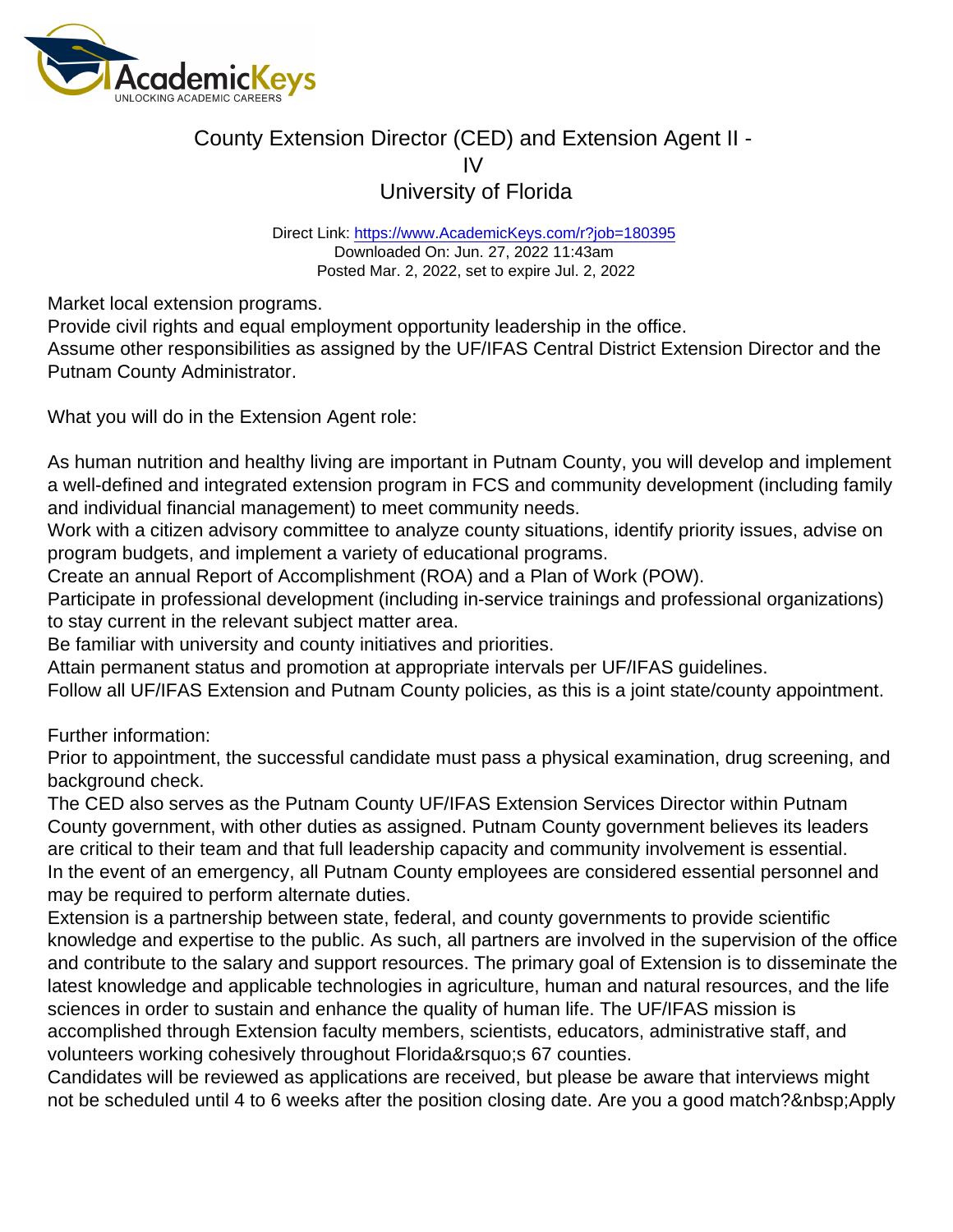Market local extension programs.
Provide civil rights and equal employment opportunity leadership in the office.
Assume other responsibilities as assigned by the UF/IFAS Central District Extension Director and the Putnam County Administrator.

What you will do in the Extension Agent role:

As human nutrition and healthy living are important in Putnam County, you will develop and implement a well-defined and integrated extension program in FCS and community development (including family and individual financial management) to meet community needs.
Work with a citizen advisory committee to analyze county situations, identify priority issues, advise on program budgets, and implement a variety of educational programs.
Create an annual Report of Accomplishment (ROA) and a Plan of Work (POW).
Participate in professional development (including in-service trainings and professional organizations) to stay current in the relevant subject matter area.
Be familiar with university and county initiatives and priorities.
Attain permanent status and promotion at appropriate intervals per UF/IFAS guidelines.
Follow all UF/IFAS Extension and Putnam County policies, as this is a joint state/county appointment.

Further information:
Prior to appointment, the successful candidate must pass a physical examination, drug screening, and background check.
The CED also serves as the Putnam County UF/IFAS Extension Services Director within Putnam County government, with other duties as assigned. Putnam County government believes its leaders are critical to their team and that full leadership capacity and community involvement is essential.
In the event of an emergency, all Putnam County employees are considered essential personnel and may be required to perform alternate duties.
Extension is a partnership between state, federal, and county governments to provide scientific knowledge and expertise to the public. As such, all partners are involved in the supervision of the office and contribute to the salary and support resources. The primary goal of Extension is to disseminate the latest knowledge and applicable technologies in agriculture, human and natural resources, and the life sciences in order to sustain and enhance the quality of human life. The UF/IFAS mission is accomplished through Extension faculty members, scientists, educators, administrative staff, and volunteers working cohesively throughout Florida&rsquo;s 67 counties.
Candidates will be reviewed as applications are received, but please be aware that interviews might not be scheduled until 4 to 6 weeks after the position closing date. Are you a good match?&nbsp;Apply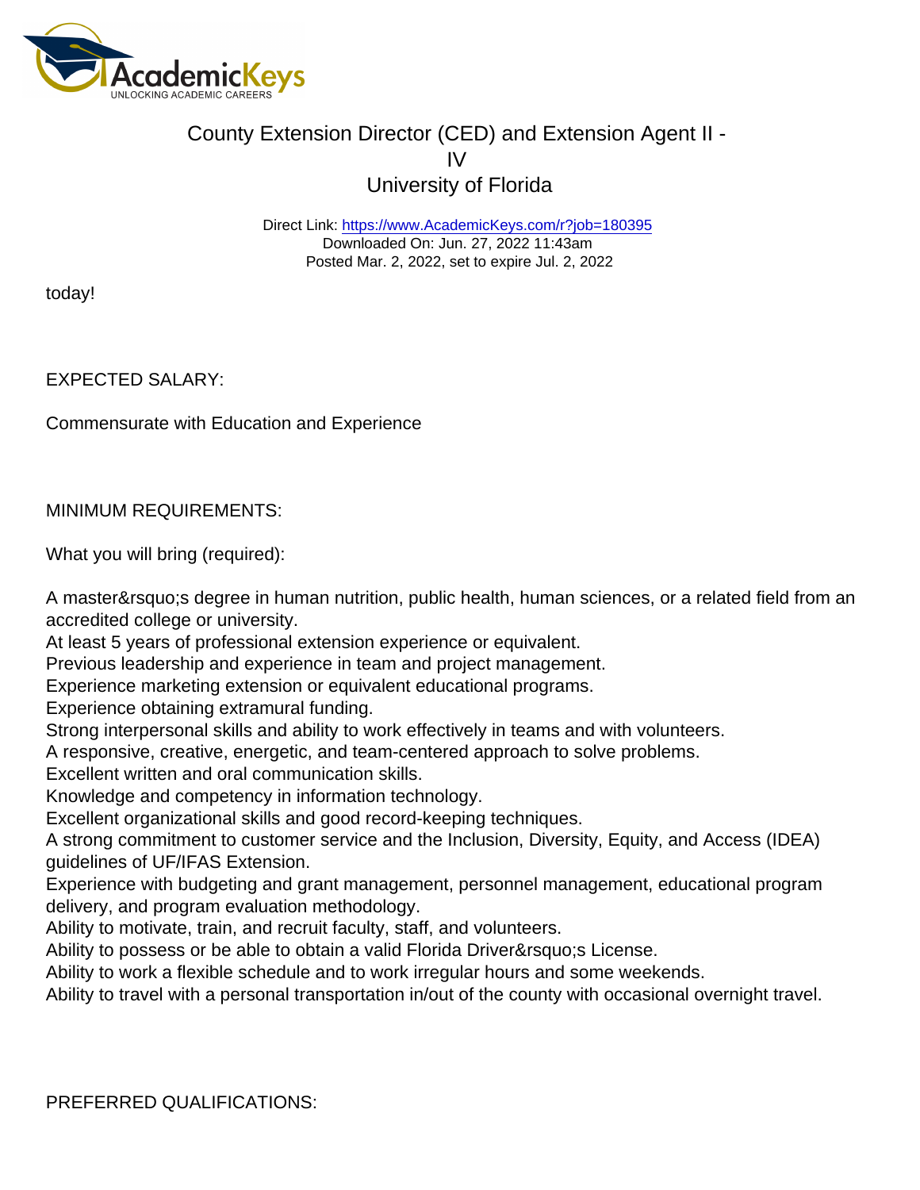today!

EXPECTED SALARY:

Commensurate with Education and Experience

MINIMUM REQUIREMENTS:

What you will bring (required):

A master&rsquo;s degree in human nutrition, public health, human sciences, or a related field from an accredited college or university.
At least 5 years of professional extension experience or equivalent.
Previous leadership and experience in team and project management.
Experience marketing extension or equivalent educational programs.
Experience obtaining extramural funding.
Strong interpersonal skills and ability to work effectively in teams and with volunteers.
A responsive, creative, energetic, and team-centered approach to solve problems.
Excellent written and oral communication skills.
Knowledge and competency in information technology.
Excellent organizational skills and good record-keeping techniques.
A strong commitment to customer service and the Inclusion, Diversity, Equity, and Access (IDEA) guidelines of UF/IFAS Extension.
Experience with budgeting and grant management, personnel management, educational program delivery, and program evaluation methodology.
Ability to motivate, train, and recruit faculty, staff, and volunteers.
Ability to possess or be able to obtain a valid Florida Driver&rsquo;s License.
Ability to work a flexible schedule and to work irregular hours and some weekends.
Ability to travel with a personal transportation in/out of the county with occasional overnight travel.

PREFERRED QUALIFICATIONS: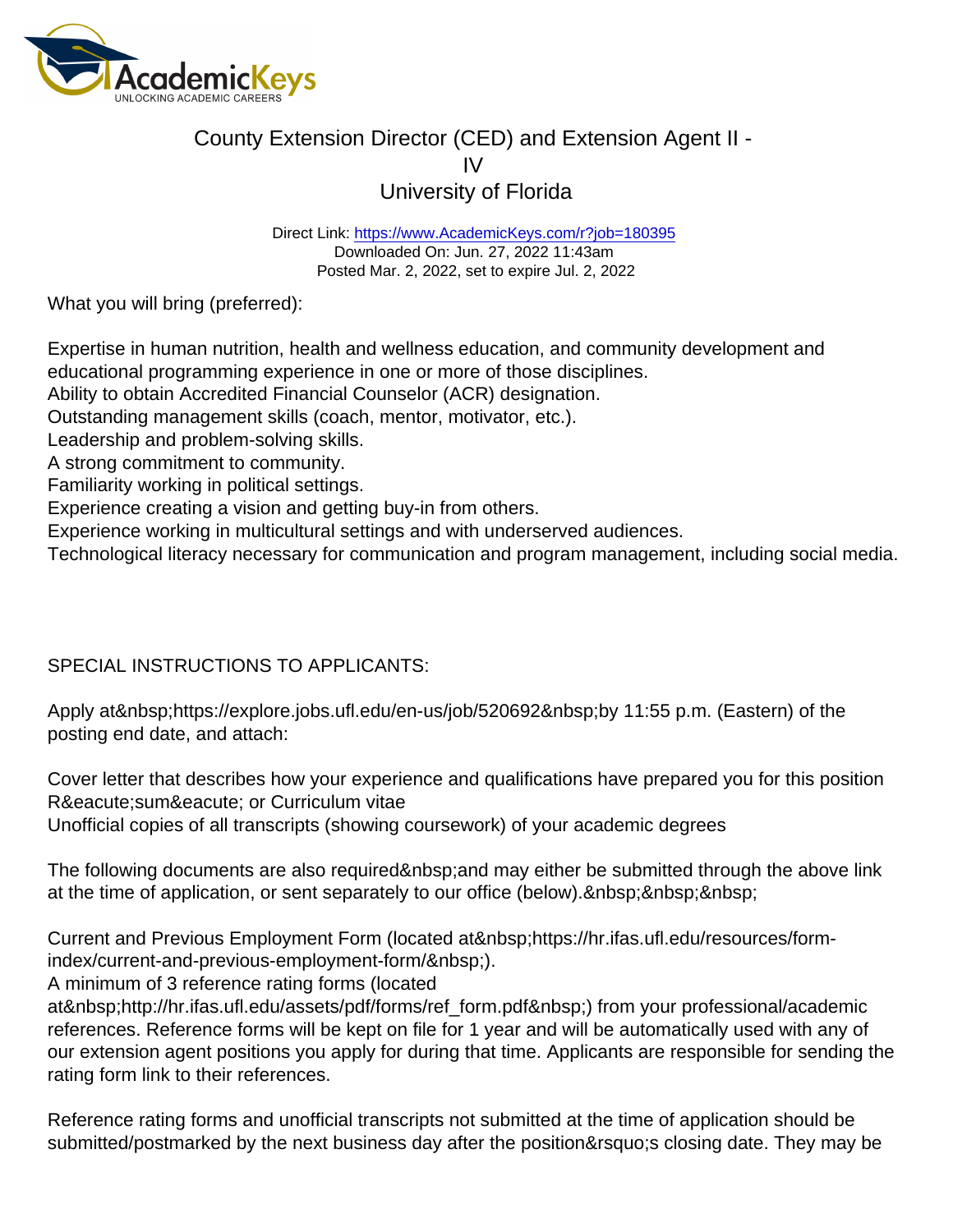# County Extension Director (CED) and Extension Agent II - IV

## University of Florida

Direct Link: https://www.AcademicKeys.com/r?job=180395
Downloaded On: Jun. 27, 2022 11:43am
Posted Mar. 2, 2022, set to expire Jul. 2, 2022

What you will bring (preferred):

Expertise in human nutrition, health and wellness education, and community development and educational programming experience in one or more of those disciplines.
Ability to obtain Accredited Financial Counselor (ACR) designation.
Outstanding management skills (coach, mentor, motivator, etc.).
Leadership and problem-solving skills.
A strong commitment to community.
Familiarity working in political settings.
Experience creating a vision and getting buy-in from others.
Experience working in multicultural settings and with underserved audiences.
Technological literacy necessary for communication and program management, including social media.

SPECIAL INSTRUCTIONS TO APPLICANTS:

Apply at&nbsp;https://explore.jobs.ufl.edu/en-us/job/520692&nbsp;by 11:55 p.m. (Eastern) of the posting end date, and attach:

Cover letter that describes how your experience and qualifications have prepared you for this position
R&eacute;sum&eacute; or Curriculum vitae
Unofficial copies of all transcripts (showing coursework) of your academic degrees

The following documents are also required&nbsp;and may either be submitted through the above link at the time of application, or sent separately to our office (below).&nbsp;&nbsp;&nbsp;

Current and Previous Employment Form (located at&nbsp;https://hr.ifas.ufl.edu/resources/form-index/current-and-previous-employment-form/&nbsp;).
A minimum of 3 reference rating forms (located at&nbsp;http://hr.ifas.ufl.edu/assets/pdf/forms/ref_form.pdf&nbsp;) from your professional/academic references. Reference forms will be kept on file for 1 year and will be automatically used with any of our extension agent positions you apply for during that time. Applicants are responsible for sending the rating form link to their references.

Reference rating forms and unofficial transcripts not submitted at the time of application should be submitted/postmarked by the next business day after the position&rsquo;s closing date. They may be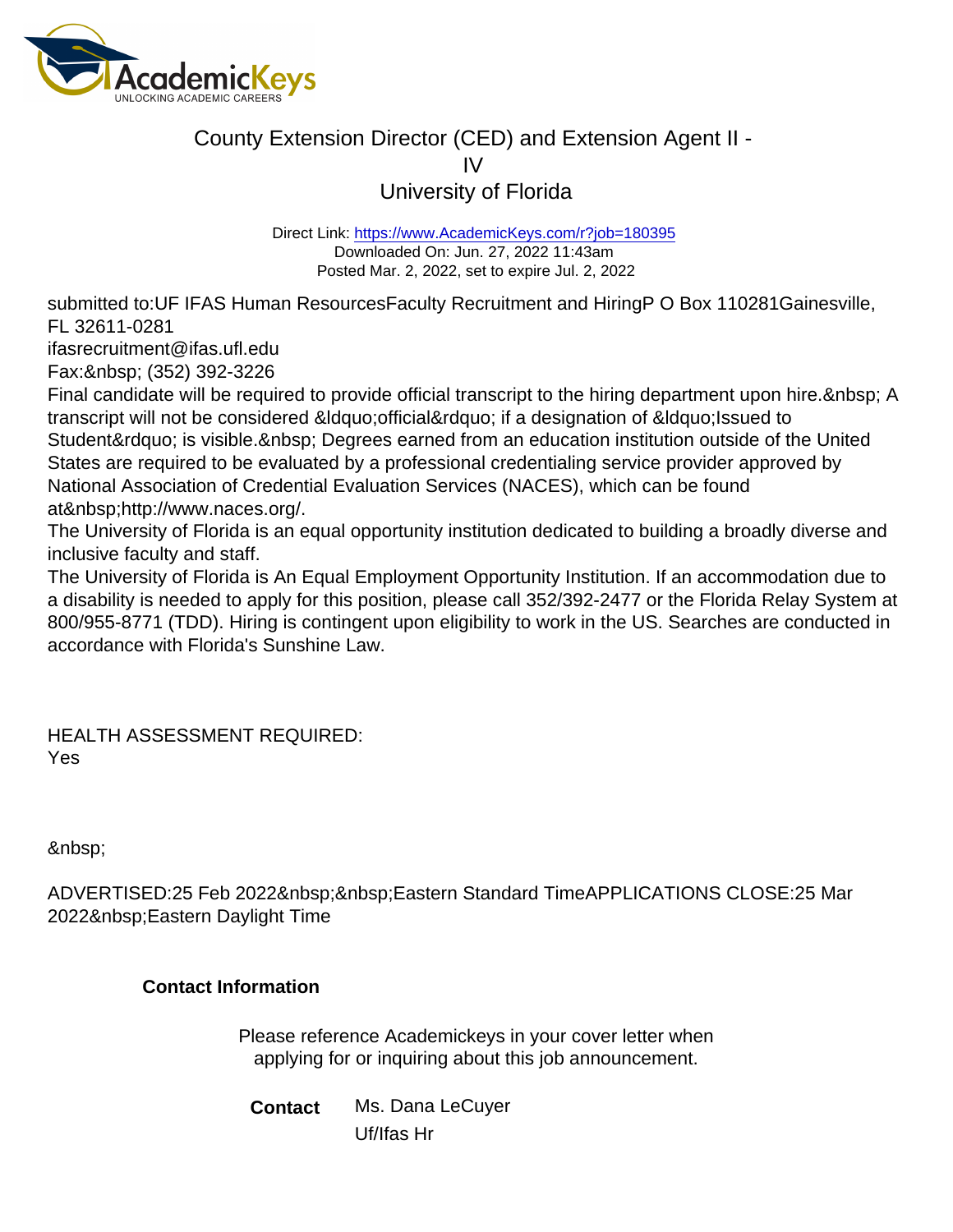# County Extension Director (CED) and Extension Agent II - IV
## University of Florida

Direct Link: https://www.AcademicKeys.com/r?job=180395
Downloaded On: Jun. 27, 2022 11:43am
Posted Mar. 2, 2022, set to expire Jul. 2, 2022

submitted to:UF IFAS Human ResourcesFaculty Recruitment and HiringP O Box 110281Gainesville, FL 32611-0281
ifasrecruitment@ifas.ufl.edu
Fax:&nbsp; (352) 392-3226
Final candidate will be required to provide official transcript to the hiring department upon hire.&nbsp; A transcript will not be considered &ldquo;official&rdquo; if a designation of &ldquo;Issued to Student&rdquo; is visible.&nbsp; Degrees earned from an education institution outside of the United States are required to be evaluated by a professional credentialing service provider approved by National Association of Credential Evaluation Services (NACES), which can be found at&nbsp;http://www.naces.org/.
The University of Florida is an equal opportunity institution dedicated to building a broadly diverse and inclusive faculty and staff.
The University of Florida is An Equal Employment Opportunity Institution. If an accommodation due to a disability is needed to apply for this position, please call 352/392-2477 or the Florida Relay System at 800/955-8771 (TDD). Hiring is contingent upon eligibility to work in the US. Searches are conducted in accordance with Florida's Sunshine Law.

HEALTH ASSESSMENT REQUIRED:
Yes

&nbsp;

ADVERTISED:25 Feb 2022&nbsp;&nbsp;Eastern Standard TimeAPPLICATIONS CLOSE:25 Mar 2022&nbsp;Eastern Daylight Time

### Contact Information

Please reference Academickeys in your cover letter when applying for or inquiring about this job announcement.

**Contact** Ms. Dana LeCuyer
Uf/Ifas Hr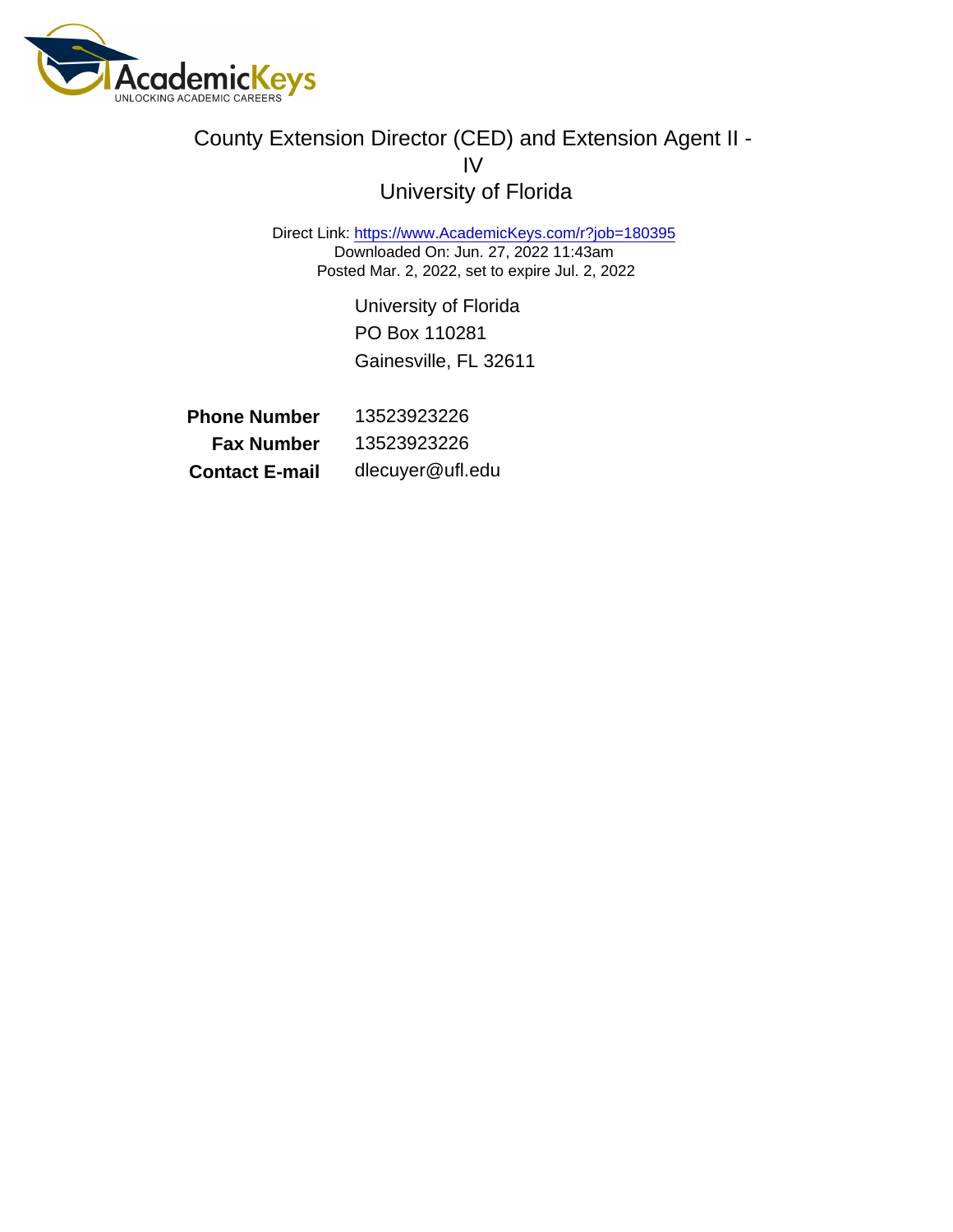# County Extension Director (CED) and Extension Agent II - IV
## University of Florida

Direct Link: https://www.AcademicKeys.com/r?job=180395
Downloaded On: Jun. 27, 2022 11:43am
Posted Mar. 2, 2022, set to expire Jul. 2, 2022

University of Florida
PO Box 110281
Gainesville, FL 32611

| | |
|---|---|
| **Phone Number** | 13523923226 |
| **Fax Number** | 13523923226 |
| **Contact E-mail** | dlecuyer@ufl.edu |